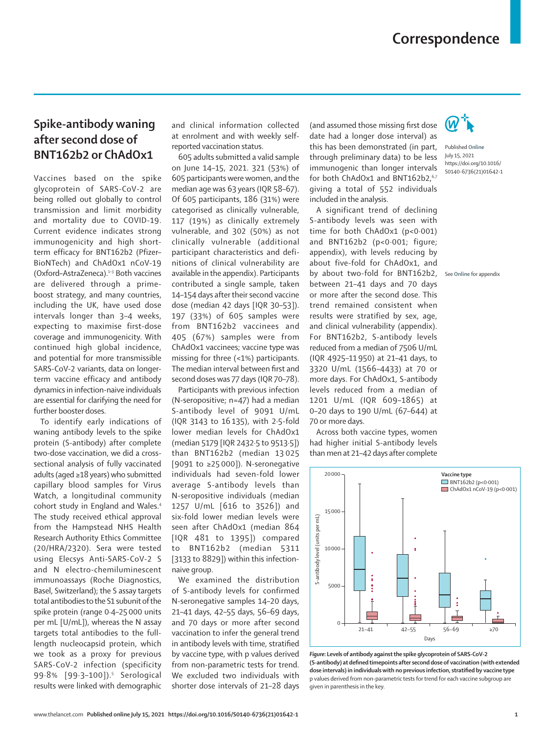# Correspondence

## Spike-antibody waning after second dose of BNT162b2 or ChAdOx1

Published Online July 15, 2021 https://doi.org/10.1016/S0140-6736(21)01642-1

Vaccines based on the spike glycoprotein of SARS-CoV-2 are being rolled out globally to control transmission and limit morbidity and mortality due to COVID-19. Current evidence indicates strong immunogenicity and high short-term efficacy for BNT162b2 (Pfizer–BioNTech) and ChAdOx1 nCoV-19 (Oxford–AstraZeneca).[1–3] Both vaccines are delivered through a prime-boost strategy, and many countries, including the UK, have used dose intervals longer than 3–4 weeks, expecting to maximise first-dose coverage and immunogenicity. With continued high global incidence, and potential for more transmissible SARS-CoV-2 variants, data on longer-term vaccine efficacy and antibody dynamics in infection-naive individuals are essential for clarifying the need for further booster doses.

To identify early indications of waning antibody levels to the spike protein (S-antibody) after complete two-dose vaccination, we did a cross-sectional analysis of fully vaccinated adults (aged ≥18 years) who submitted capillary blood samples for Virus Watch, a longitudinal community cohort study in England and Wales.[4] The study received ethical approval from the Hampstead NHS Health Research Authority Ethics Committee (20/HRA/2320). Sera were tested using Elecsys Anti-SARS-CoV-2 S and N electro-chemiluminescent immunoassays (Roche Diagnostics, Basel, Switzerland); the S assay targets total antibodies to the S1 subunit of the spike protein (range 0·4–25 000 units per mL [U/mL]), whereas the N assay targets total antibodies to the full-length nucleocapsid protein, which we took as a proxy for previous SARS-CoV-2 infection (specificity 99·8% [99·3–100]).[5] Serological results were linked with demographic and clinical information collected at enrolment and with weekly self-reported vaccination status.

605 adults submitted a valid sample on June 14–15, 2021. 321 (53%) of 605 participants were women, and the median age was 63 years (IQR 58–67). Of 605 participants, 186 (31%) were categorised as clinically vulnerable, 117 (19%) as clinically extremely vulnerable, and 302 (50%) as not clinically vulnerable (additional participant characteristics and definitions of clinical vulnerability are available in the appendix). Participants contributed a single sample, taken 14–154 days after their second vaccine dose (median 42 days [IQR 30–53]). 197 (33%) of 605 samples were from BNT162b2 vaccinees and 405 (67%) samples were from ChAdOx1 vaccinees; vaccine type was missing for three (<1%) participants. The median interval between first and second doses was 77 days (IQR 70–78).

Participants with previous infection (N-seropositive; n=47) had a median S-antibody level of 9091 U/mL (IQR 3143 to 16 135), with 2·5-fold lower median levels for ChAdOx1 (median 5179 [IQR 2432·5 to 9513·5]) than BNT162b2 (median 13 025 [9091 to ≥25 000]). N-seronegative individuals had seven-fold lower average S-antibody levels than N-seropositive individuals (median 1257 U/mL [616 to 3526]) and six-fold lower median levels were seen after ChAdOx1 (median 864 [IQR 481 to 1395]) compared to BNT162b2 (median 5311 [3133 to 8829]) within this infection-naive group.

We examined the distribution of S-antibody levels for confirmed N-seronegative samples 14–20 days, 21–41 days, 42–55 days, 56–69 days, and 70 days or more after second vaccination to infer the general trend in antibody levels with time, stratified by vaccine type, with p values derived from non-parametric tests for trend. We excluded two individuals with shorter dose intervals of 21–28 days (and assumed those missing first dose date had a longer dose interval) as this has been demonstrated (in part, through preliminary data) to be less immunogenic than longer intervals for both ChAdOx1 and BNT162b2,[6,7] giving a total of 552 individuals included in the analysis.

A significant trend of declining S-antibody levels was seen with time for both ChAdOx1 ($p<0·001$) and BNT162b2 ($p<0·001$; figure; appendix), with levels reducing by about five-fold for ChAdOx1, and by about two-fold for BNT162b2, between 21–41 days and 70 days or more after the second dose. This trend remained consistent when results were stratified by sex, age, and clinical vulnerability (appendix). For BNT162b2, S-antibody levels reduced from a median of 7506 U/mL (IQR 4925–11 950) at 21–41 days, to 3320 U/mL (1566–4433) at 70 or more days. For ChAdOx1, S-antibody levels reduced from a median of 1201 U/mL (IQR 609–1865) at 0–20 days to 190 U/mL (67–644) at 70 or more days.

See Online for appendix

Across both vaccine types, women had higher initial S-antibody levels than men at 21–42 days after complete

**Figure: Levels of antibody against the spike glycoprotein of SARS-CoV-2 (S-antibody) at defined timepoints after second dose of vaccination (with extended dose intervals) in individuals with no previous infection, stratified by vaccine type**
p values derived from non-parametric tests for trend for each vaccine subgroup are given in parenthesis in the key.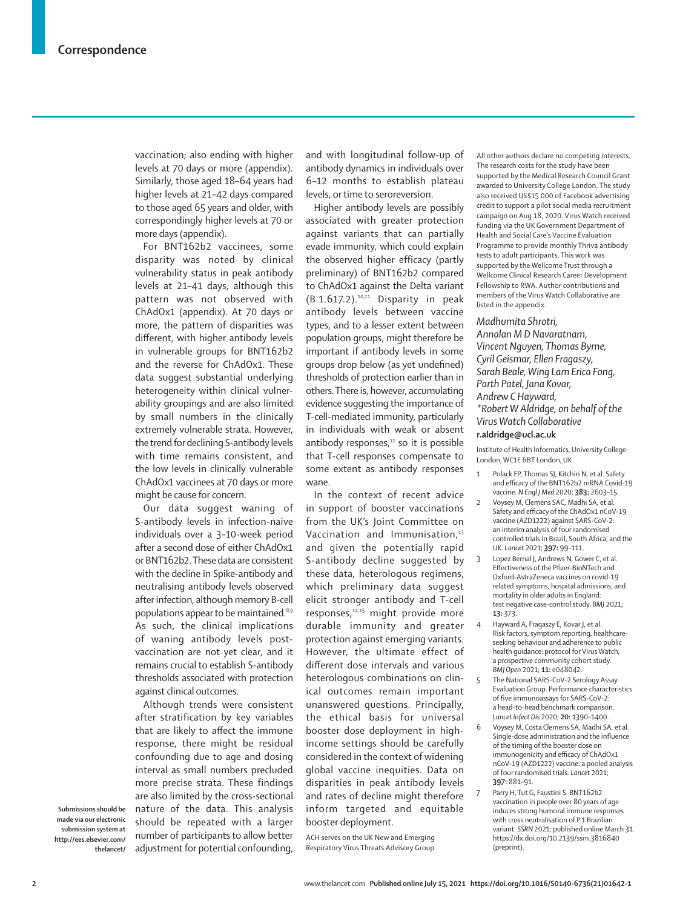vaccination; also ending with higher levels at 70 days or more (appendix). Similarly, those aged 18–64 years had higher levels at 21–42 days compared to those aged 65 years and older, with correspondingly higher levels at 70 or more days (appendix).

For BNT162b2 vaccinees, some disparity was noted by clinical vulnerability status in peak antibody levels at 21–41 days, although this pattern was not observed with ChAdOx1 (appendix). At 70 days or more, the pattern of disparities was different, with higher antibody levels in vulnerable groups for BNT162b2 and the reverse for ChAdOx1. These data suggest substantial underlying heterogeneity within clinical vulnerability groupings and are also limited by small numbers in the clinically extremely vulnerable strata. However, the trend for declining S-antibody levels with time remains consistent, and the low levels in clinically vulnerable ChAdOx1 vaccinees at 70 days or more might be cause for concern.

Our data suggest waning of S-antibody levels in infection-naive individuals over a 3–10-week period after a second dose of either ChAdOx1 or BNT162b2. These data are consistent with the decline in Spike-antibody and neutralising antibody levels observed after infection, although memory B-cell populations appear to be maintained.[8,9] As such, the clinical implications of waning antibody levels post-vaccination are not yet clear, and it remains crucial to establish S-antibody thresholds associated with protection against clinical outcomes.

Although trends were consistent after stratification by key variables that are likely to affect the immune response, there might be residual confounding due to age and dosing interval as small numbers precluded more precise strata. These findings are also limited by the cross-sectional nature of the data. This analysis should be repeated with a larger number of participants to allow better adjustment for potential confounding, and with longitudinal follow-up of antibody dynamics in individuals over 6–12 months to establish plateau levels, or time to seroreversion.

Higher antibody levels are possibly associated with greater protection against variants that can partially evade immunity, which could explain the observed higher efficacy (partly preliminary) of BNT162b2 compared to ChAdOx1 against the Delta variant (B.1.617.2).[10,11] Disparity in peak antibody levels between vaccine types, and to a lesser extent between population groups, might therefore be important if antibody levels in some groups drop below (as yet undefined) thresholds of protection earlier than in others. There is, however, accumulating evidence suggesting the importance of T-cell-mediated immunity, particularly in individuals with weak or absent antibody responses,[12] so it is possible that T-cell responses compensate to some extent as antibody responses wane.

In the context of recent advice in support of booster vaccinations from the UK's Joint Committee on Vaccination and Immunisation,[13] and given the potentially rapid S-antibody decline suggested by these data, heterologous regimens, which preliminary data suggest elicit stronger antibody and T-cell responses,[14,15] might provide more durable immunity and greater protection against emerging variants. However, the ultimate effect of different dose intervals and various heterologous combinations on clinical outcomes remain important unanswered questions. Principally, the ethical basis for universal booster dose deployment in high-income settings should be carefully considered in the context of widening global vaccine inequities. Data on disparities in peak antibody levels and rates of decline might therefore inform targeted and equitable booster deployment.

ACH serves on the UK New and Emerging Respiratory Virus Threats Advisory Group. All other authors declare no competing interests. The research costs for the study have been supported by the Medical Research Council Grant awarded to University College London. The study also received US$15 000 of Facebook advertising credit to support a pilot social media recruitment campaign on Aug 18, 2020. Virus Watch received funding via the UK Government Department of Health and Social Care's Vaccine Evaluation Programme to provide monthly Thriva antibody tests to adult participants. This work was supported by the Wellcome Trust through a Wellcome Clinical Research Career Development Fellowship to RWA. Author contributions and members of the Virus Watch Collaborative are listed in the appendix.

*Madhumita Shrotri, Annalan M D Navaratnam, Vincent Nguyen, Thomas Byrne, Cyril Geismar, Ellen Fragaszy, Sarah Beale, Wing Lam Erica Fong, Parth Patel, Jana Kovar, Andrew C Hayward, \*Robert W Aldridge, on behalf of the Virus Watch Collaborative*
**r.aldridge@ucl.ac.uk**

Institute of Health Informatics, University College London, WC1E 6BT London, UK

1. Polack FP, Thomas SJ, Kitchin N, et al. Safety and efficacy of the BNT162b2 mRNA Covid-19 vaccine. *N Engl J Med* 2020; **383:** 2603–15.
2. Voysey M, Clemens SAC, Madhi SA, et al. Safety and efficacy of the ChAdOx1 nCoV-19 vaccine (AZD1222) against SARS-CoV-2: an interim analysis of four randomised controlled trials in Brazil, South Africa, and the UK. *Lancet* 2021; **397:** 99–111.
3. Lopez Bernal J, Andrews N, Gower C, et al. Effectiveness of the Pfizer-BioNTech and Oxford-AstraZeneca vaccines on covid-19 related symptoms, hospital admissions, and mortality in older adults in England: test negative case-control study. *BMJ* 2021; **13:** 373.
4. Hayward A, Fragaszy E, Kovar J, et al. Risk factors, symptom reporting, healthcare-seeking behaviour and adherence to public health guidance: protocol for Virus Watch, a prospective community cohort study. *BMJ Open* 2021; **11:** e048042.
5. The National SARS-CoV-2 Serology Assay Evaluation Group. Performance characteristics of five immunoassays for SARS-CoV-2: a head-to-head benchmark comparison. *Lancet Infect Dis* 2020; **20:** 1390–1400.
6. Voysey M, Costa Clemens SA, Madhi SA, et al. Single-dose administration and the influence of the timing of the booster dose on immunogenicity and efficacy of ChAdOx1 nCoV-19 (AZD1222) vaccine: a pooled analysis of four randomised trials. *Lancet* 2021; **397:** 881–91.
7. Parry H, Tut G, Faustini S. BNT162b2 vaccination in people over 80 years of age induces strong humoral immune responses with cross neutralisation of P.1 Brazilian variant. *SSRN* 2021; published online March 31. https://dx.doi.org/10.2139/ssrn.3816840 (preprint).

Submissions should be made via our electronic submission system at http://ees.elsevier.com/thelancet/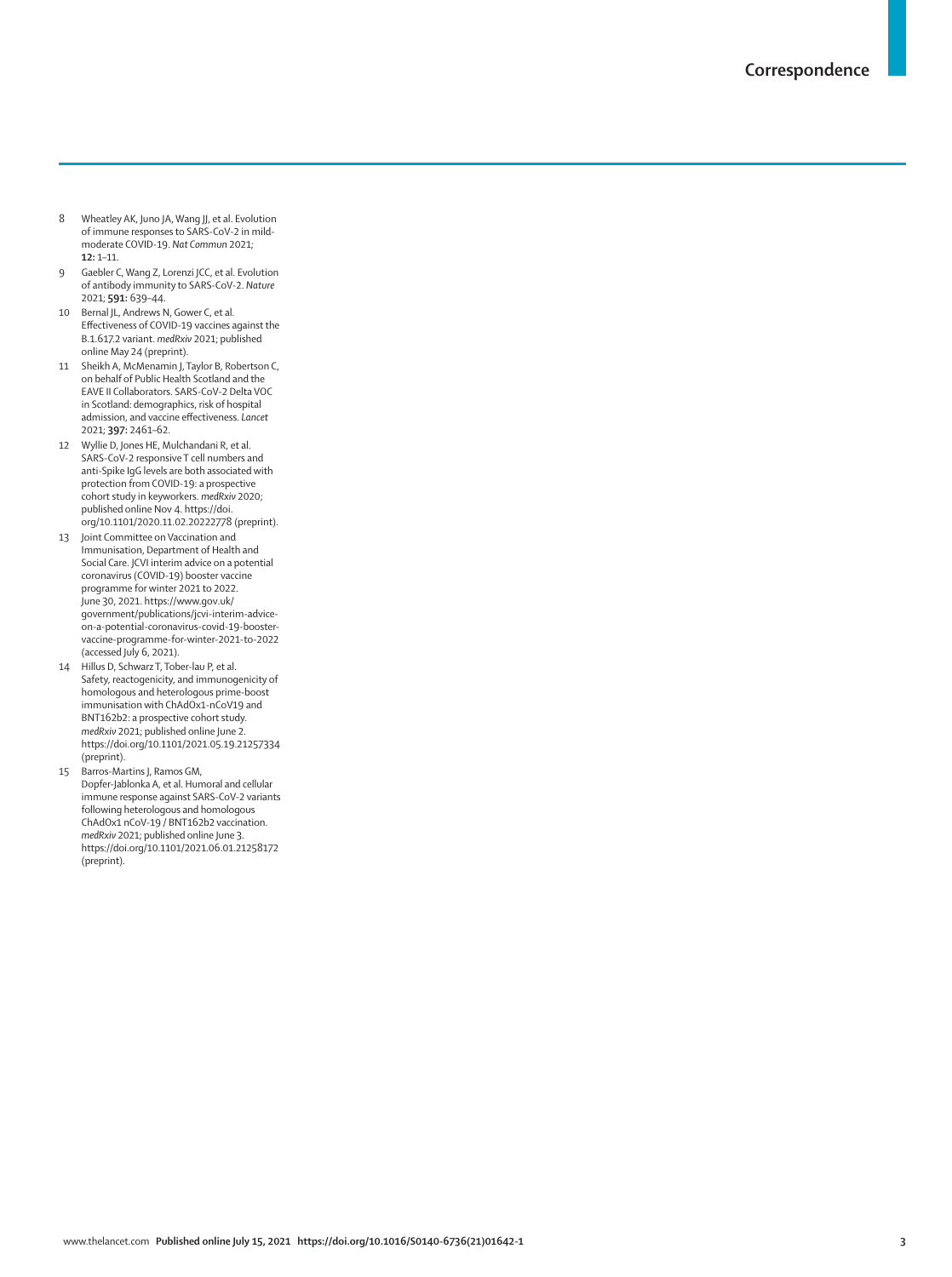8 Wheatley AK, Juno JA, Wang JJ, et al. Evolution of immune responses to SARS-CoV-2 in mild-moderate COVID-19. *Nat Commun* 2021; **12:** 1–11.

9 Gaebler C, Wang Z, Lorenzi JCC, et al. Evolution of antibody immunity to SARS-CoV-2. *Nature* 2021; **591:** 639–44.

10 Bernal JL, Andrews N, Gower C, et al. Effectiveness of COVID-19 vaccines against the B.1.617.2 variant. *medRxiv* 2021; published online May 24 (preprint).

11 Sheikh A, McMenamin J, Taylor B, Robertson C, on behalf of Public Health Scotland and the EAVE II Collaborators. SARS-CoV-2 Delta VOC in Scotland: demographics, risk of hospital admission, and vaccine effectiveness. *Lancet* 2021; **397:** 2461–62.

12 Wyllie D, Jones HE, Mulchandani R, et al. SARS-CoV-2 responsive T cell numbers and anti-Spike IgG levels are both associated with protection from COVID-19: a prospective cohort study in keyworkers. *medRxiv* 2020; published online Nov 4. https://doi.org/10.1101/2020.11.02.20222778 (preprint).

13 Joint Committee on Vaccination and Immunisation, Department of Health and Social Care. JCVI interim advice on a potential coronavirus (COVID-19) booster vaccine programme for winter 2021 to 2022. June 30, 2021. https://www.gov.uk/government/publications/jcvi-interim-advice-on-a-potential-coronavirus-covid-19-booster-vaccine-programme-for-winter-2021-to-2022 (accessed July 6, 2021).

14 Hillus D, Schwarz T, Tober-lau P, et al. Safety, reactogenicity, and immunogenicity of homologous and heterologous prime-boost immunisation with ChAdOx1-nCoV19 and BNT162b2: a prospective cohort study. *medRxiv* 2021; published online June 2. https://doi.org/10.1101/2021.05.19.21257334 (preprint).

15 Barros-Martins J, Ramos GM, Dopfer-Jablonka A, et al. Humoral and cellular immune response against SARS-CoV-2 variants following heterologous and homologous ChAdOx1 nCoV-19 / BNT162b2 vaccination. *medRxiv* 2021; published online June 3. https://doi.org/10.1101/2021.06.01.21258172 (preprint).